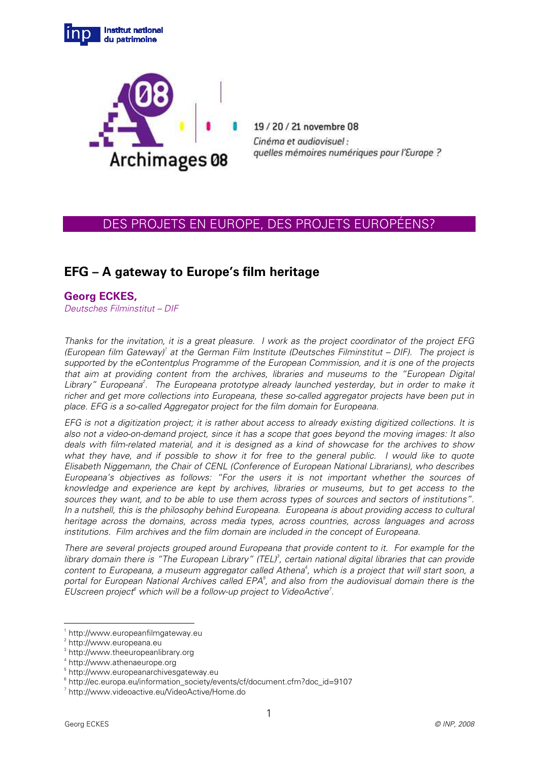19 / 20 / 21 novembre 08

*Cinéma et audiovisuel : quelles mémoires numériques pour l'Europe ?*

## DES PROJETS EN EUROPE, DES PROJETS EUROPÉENS?

# EFG – A gateway to Europe's film heritage

**Georg ECKES,**

*Deutsches Filminstitut – DIF*

*Thanks for the invitation, it is a great pleasure. I work as the project coordinator of the project EFG (European film Gateway)[1] at the German Film Institute (Deutsches Filminstitut – DIF). The project is supported by the eContentplus Programme of the European Commission, and it is one of the projects that aim at providing content from the archives, libraries and museums to the "European Digital Library" Europeana[2]. The Europeana prototype already launched yesterday, but in order to make it richer and get more collections into Europeana, these so-called aggregator projects have been put in place. EFG is a so-called Aggregator project for the film domain for Europeana.*

*EFG is not a digitization project; it is rather about access to already existing digitized collections. It is also not a video-on-demand project, since it has a scope that goes beyond the moving images: It also deals with film-related material, and it is designed as a kind of showcase for the archives to show what they have, and if possible to show it for free to the general public. I would like to quote Elisabeth Niggemann, the Chair of CENL (Conference of European National Librarians), who describes Europeana's objectives as follows: "For the users it is not important whether the sources of knowledge and experience are kept by archives, libraries or museums, but to get access to the sources they want, and to be able to use them across types of sources and sectors of institutions". In a nutshell, this is the philosophy behind Europeana. Europeana is about providing access to cultural heritage across the domains, across media types, across countries, across languages and across institutions. Film archives and the film domain are included in the concept of Europeana.*

*There are several projects grouped around Europeana that provide content to it. For example for the library domain there is "The European Library" (TEL)[3], certain national digital libraries that can provide content to Europeana, a museum aggregator called Athena[4], which is a project that will start soon, a portal for European National Archives called EPA[5], and also from the audiovisual domain there is the EUscreen project[6] which will be a follow-up project to VideoActive[7].*

---

[1] http://www.europeanfilmgateway.eu
[2] http://www.europeana.eu
[3] http://www.theeuropeanlibrary.org
[4] http://www.athenaeurope.org
[5] http://www.europeanarchivesgateway.eu
[6] http://ec.europa.eu/information_society/events/cf/document.cfm?doc_id=9107
[7] http://www.videoactive.eu/VideoActive/Home.do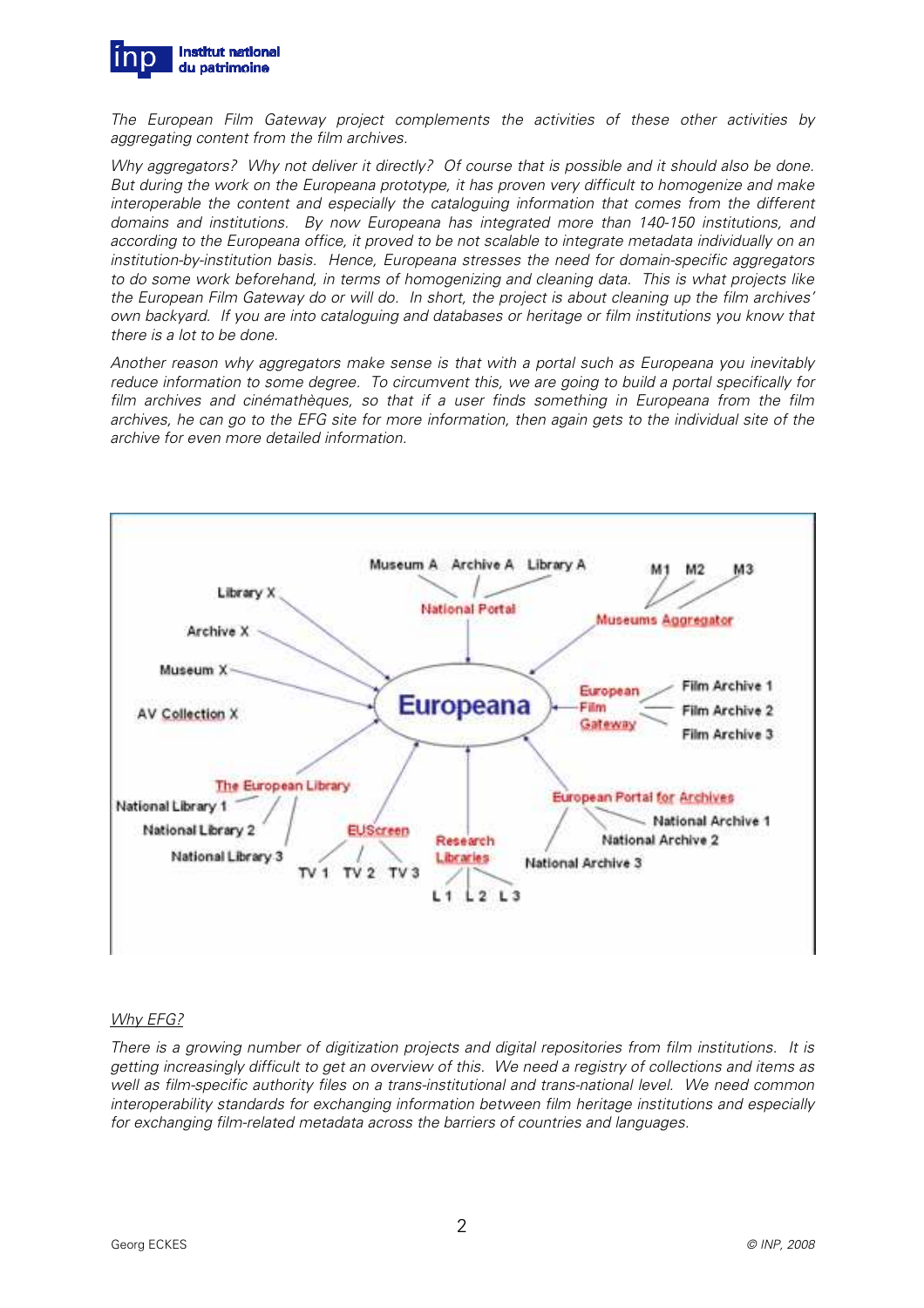*The European Film Gateway project complements the activities of these other activities by aggregating content from the film archives.*

*Why aggregators? Why not deliver it directly? Of course that is possible and it should also be done. But during the work on the Europeana prototype, it has proven very difficult to homogenize and make interoperable the content and especially the cataloguing information that comes from the different domains and institutions. By now Europeana has integrated more than 140-150 institutions, and according to the Europeana office, it proved to be not scalable to integrate metadata individually on an institution-by-institution basis. Hence, Europeana stresses the need for domain-specific aggregators to do some work beforehand, in terms of homogenizing and cleaning data. This is what projects like the European Film Gateway do or will do. In short, the project is about cleaning up the film archives' own backyard. If you are into cataloguing and databases or heritage or film institutions you know that there is a lot to be done.*

*Another reason why aggregators make sense is that with a portal such as Europeana you inevitably reduce information to some degree. To circumvent this, we are going to build a portal specifically for film archives and cinémathèques, so that if a user finds something in Europeana from the film archives, he can go to the EFG site for more information, then again gets to the individual site of the archive for even more detailed information.*

Museum A Archive A Library A M1 M2 M3

Library X National Portal

Archive X Museums Aggregator

Museum X

AV Collection X **Europeana** European Film Gateway Film Archive 1 Film Archive 2 Film Archive 3

The European Library European Portal for Archives

National Library 1 National Archive 1

National Library 2 EUScreen Research Libraries National Archive 2

National Library 3 TV 1 TV 2 TV 3 L 1 L 2 L 3 National Archive 3

*Why EFG?*

*There is a growing number of digitization projects and digital repositories from film institutions. It is getting increasingly difficult to get an overview of this. We need a registry of collections and items as well as film-specific authority files on a trans-institutional and trans-national level. We need common interoperability standards for exchanging information between film heritage institutions and especially for exchanging film-related metadata across the barriers of countries and languages.*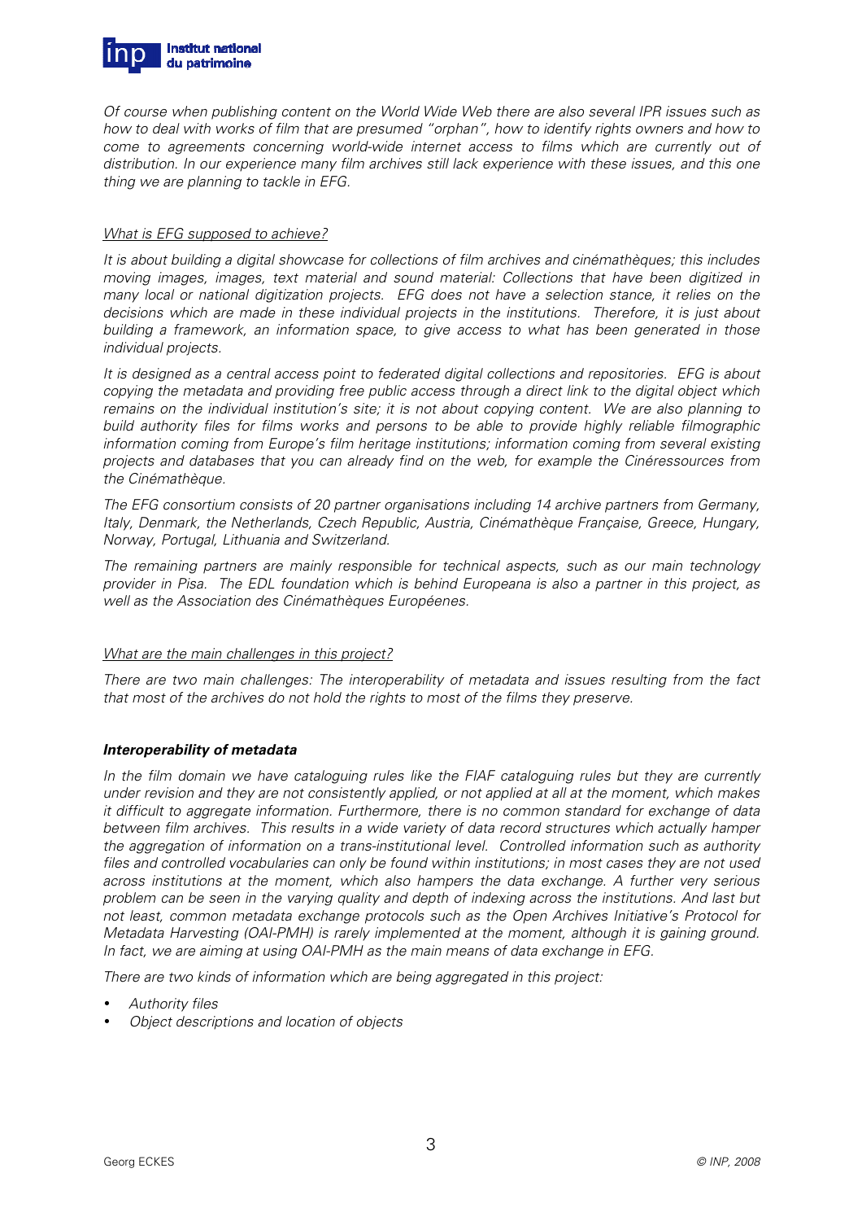*Of course when publishing content on the World Wide Web there are also several IPR issues such as how to deal with works of film that are presumed "orphan", how to identify rights owners and how to come to agreements concerning world-wide internet access to films which are currently out of distribution. In our experience many film archives still lack experience with these issues, and this one thing we are planning to tackle in EFG.*

*What is EFG supposed to achieve?*

*It is about building a digital showcase for collections of film archives and cinémathèques; this includes moving images, images, text material and sound material: Collections that have been digitized in many local or national digitization projects. EFG does not have a selection stance, it relies on the decisions which are made in these individual projects in the institutions. Therefore, it is just about building a framework, an information space, to give access to what has been generated in those individual projects.*

*It is designed as a central access point to federated digital collections and repositories. EFG is about copying the metadata and providing free public access through a direct link to the digital object which remains on the individual institution's site; it is not about copying content. We are also planning to build authority files for films works and persons to be able to provide highly reliable filmographic information coming from Europe's film heritage institutions; information coming from several existing projects and databases that you can already find on the web, for example the Cinéressources from the Cinémathèque.*

*The EFG consortium consists of 20 partner organisations including 14 archive partners from Germany, Italy, Denmark, the Netherlands, Czech Republic, Austria, Cinémathèque Française, Greece, Hungary, Norway, Portugal, Lithuania and Switzerland.*

*The remaining partners are mainly responsible for technical aspects, such as our main technology provider in Pisa. The EDL foundation which is behind Europeana is also a partner in this project, as well as the Association des Cinémathèques Européenes.*

*What are the main challenges in this project?*

*There are two main challenges: The interoperability of metadata and issues resulting from the fact that most of the archives do not hold the rights to most of the films they preserve.*

***Interoperability of metadata***

*In the film domain we have cataloguing rules like the FIAF cataloguing rules but they are currently under revision and they are not consistently applied, or not applied at all at the moment, which makes it difficult to aggregate information. Furthermore, there is no common standard for exchange of data between film archives. This results in a wide variety of data record structures which actually hamper the aggregation of information on a trans-institutional level. Controlled information such as authority files and controlled vocabularies can only be found within institutions; in most cases they are not used across institutions at the moment, which also hampers the data exchange. A further very serious problem can be seen in the varying quality and depth of indexing across the institutions. And last but not least, common metadata exchange protocols such as the Open Archives Initiative's Protocol for Metadata Harvesting (OAI-PMH) is rarely implemented at the moment, although it is gaining ground. In fact, we are aiming at using OAI-PMH as the main means of data exchange in EFG.*

*There are two kinds of information which are being aggregated in this project:*

- *Authority files*
- *Object descriptions and location of objects*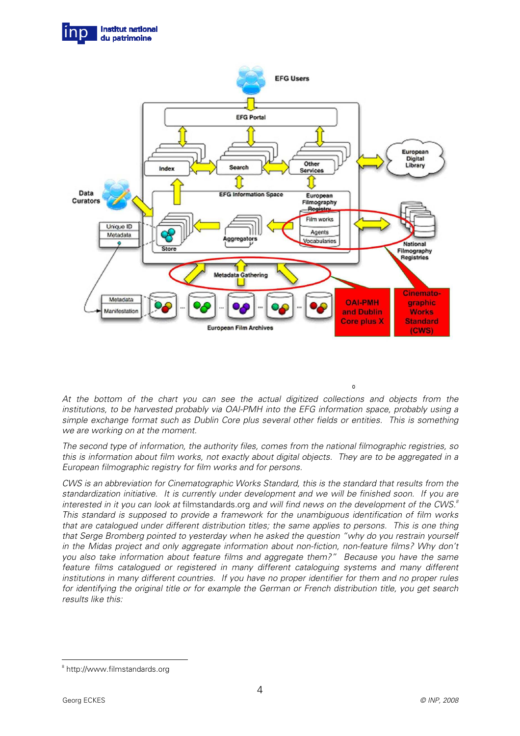*At the bottom of the chart you can see the actual digitized collections and objects from the institutions, to be harvested probably via OAI-PMH into the EFG information space, probably using a simple exchange format such as Dublin Core plus several other fields or entities. This is something we are working on at the moment.*

*The second type of information, the authority files, comes from the national filmographic registries, so this is information about film works, not exactly about digital objects. They are to be aggregated in a European filmographic registry for film works and for persons.*

*CWS is an abbreviation for Cinematographic Works Standard, this is the standard that results from the standardization initiative. It is currently under development and we will be finished soon. If you are interested in it you can look at* filmstandards.org *and will find news on the development of the CWS.*[8] *This standard is supposed to provide a framework for the unambiguous identification of film works that are catalogued under different distribution titles; the same applies to persons. This is one thing that Serge Bromberg pointed to yesterday when he asked the question "why do you restrain yourself in the Midas project and only aggregate information about non-fiction, non-feature films? Why don't you also take information about feature films and aggregate them?" Because you have the same feature films catalogued or registered in many different cataloguing systems and many different institutions in many different countries. If you have no proper identifier for them and no proper rules for identifying the original title or for example the German or French distribution title, you get search results like this:*

[8] http://www.filmstandards.org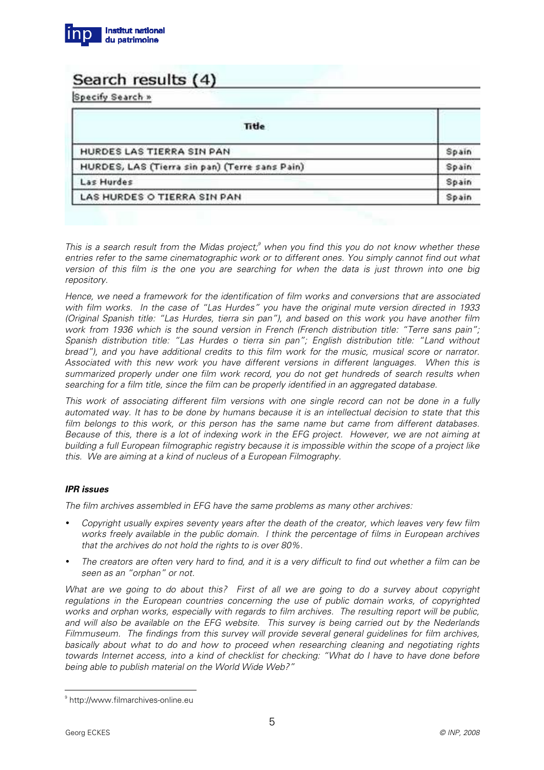## Search results (4)

Specify Search »

| Title | |
|---|---|
| HURDES LAS TIERRA SIN PAN | Spain |
| HURDES, LAS (Tierra sin pan) (Terre sans Pain) | Spain |
| Las Hurdes | Spain |
| LAS HURDES O TIERRA SIN PAN | Spain |

*This is a search result from the Midas project;[9] when you find this you do not know whether these entries refer to the same cinematographic work or to different ones. You simply cannot find out what version of this film is the one you are searching for when the data is just thrown into one big repository.*

*Hence, we need a framework for the identification of film works and conversions that are associated with film works. In the case of "Las Hurdes" you have the original mute version directed in 1933 (Original Spanish title: "Las Hurdes, tierra sin pan"), and based on this work you have another film work from 1936 which is the sound version in French (French distribution title: "Terre sans pain"; Spanish distribution title: "Las Hurdes o tierra sin pan"; English distribution title: "Land without bread"), and you have additional credits to this film work for the music, musical score or narrator. Associated with this new work you have different versions in different languages. When this is summarized properly under one film work record, you do not get hundreds of search results when searching for a film title, since the film can be properly identified in an aggregated database.*

*This work of associating different film versions with one single record can not be done in a fully automated way. It has to be done by humans because it is an intellectual decision to state that this film belongs to this work, or this person has the same name but came from different databases. Because of this, there is a lot of indexing work in the EFG project. However, we are not aiming at building a full European filmographic registry because it is impossible within the scope of a project like this. We are aiming at a kind of nucleus of a European Filmography.*

***IPR issues***

*The film archives assembled in EFG have the same problems as many other archives:*

- *Copyright usually expires seventy years after the death of the creator, which leaves very few film works freely available in the public domain. I think the percentage of films in European archives that the archives do not hold the rights to is over 80%.*
- *The creators are often very hard to find, and it is a very difficult to find out whether a film can be seen as an "orphan" or not.*

*What are we going to do about this? First of all we are going to do a survey about copyright regulations in the European countries concerning the use of public domain works, of copyrighted works and orphan works, especially with regards to film archives. The resulting report will be public, and will also be available on the EFG website. This survey is being carried out by the Nederlands Filmmuseum. The findings from this survey will provide several general guidelines for film archives, basically about what to do and how to proceed when researching cleaning and negotiating rights towards Internet access, into a kind of checklist for checking: "What do I have to have done before being able to publish material on the World Wide Web?"*

---

[9] http://www.filmarchives-online.eu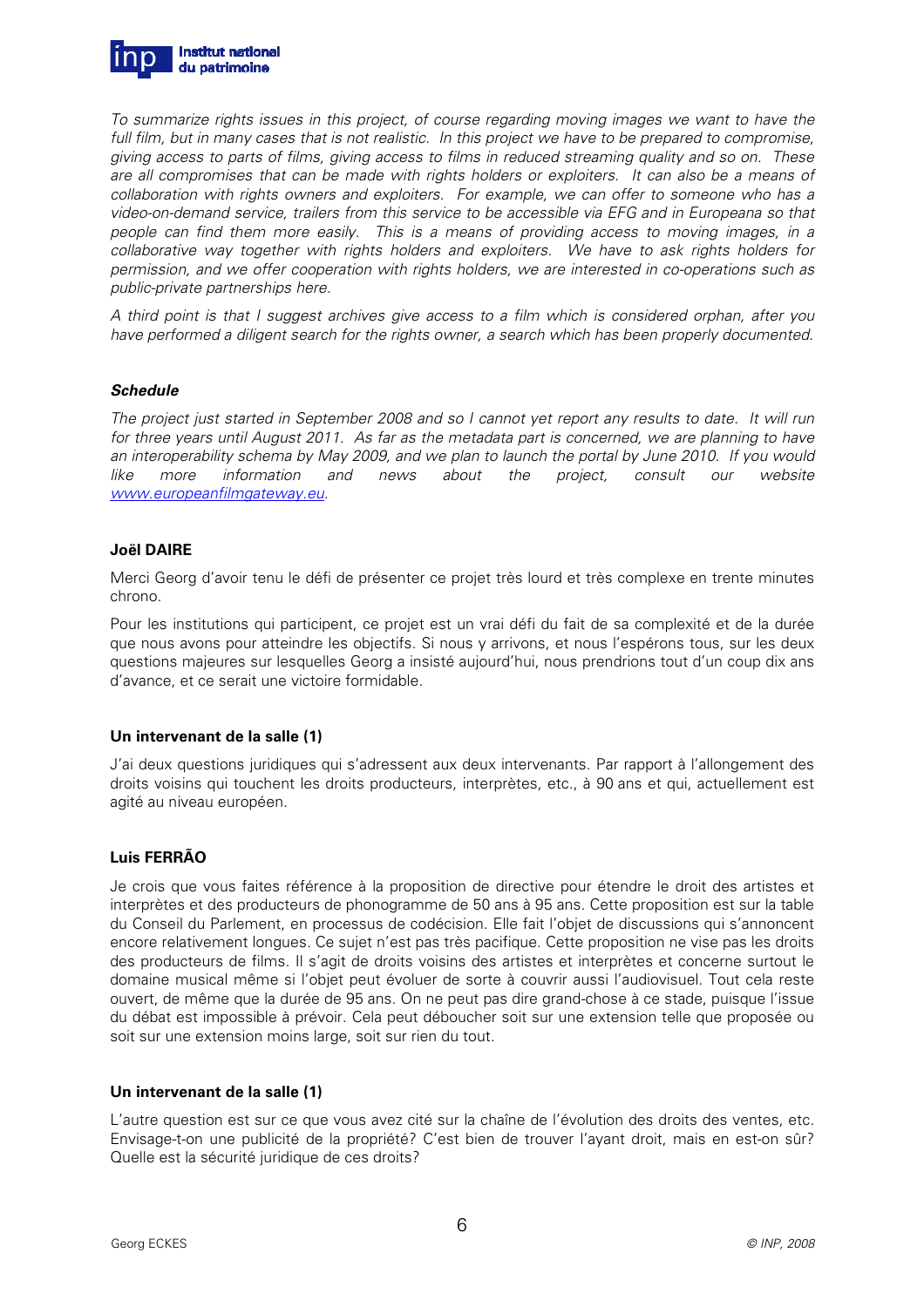*To summarize rights issues in this project, of course regarding moving images we want to have the full film, but in many cases that is not realistic. In this project we have to be prepared to compromise, giving access to parts of films, giving access to films in reduced streaming quality and so on. These are all compromises that can be made with rights holders or exploiters. It can also be a means of collaboration with rights owners and exploiters. For example, we can offer to someone who has a video-on-demand service, trailers from this service to be accessible via EFG and in Europeana so that people can find them more easily. This is a means of providing access to moving images, in a collaborative way together with rights holders and exploiters. We have to ask rights holders for permission, and we offer cooperation with rights holders, we are interested in co-operations such as public-private partnerships here.*

*A third point is that I suggest archives give access to a film which is considered orphan, after you have performed a diligent search for the rights owner, a search which has been properly documented.*

***Schedule***

*The project just started in September 2008 and so I cannot yet report any results to date. It will run for three years until August 2011. As far as the metadata part is concerned, we are planning to have an interoperability schema by May 2009, and we plan to launch the portal by June 2010. If you would like more information and news about the project, consult our website [www.europeanfilmgateway.eu](http://www.europeanfilmgateway.eu).*

**Joël DAIRE**

Merci Georg d'avoir tenu le défi de présenter ce projet très lourd et très complexe en trente minutes chrono.

Pour les institutions qui participent, ce projet est un vrai défi du fait de sa complexité et de la durée que nous avons pour atteindre les objectifs. Si nous y arrivons, et nous l'espérons tous, sur les deux questions majeures sur lesquelles Georg a insisté aujourd'hui, nous prendrions tout d'un coup dix ans d'avance, et ce serait une victoire formidable.

**Un intervenant de la salle (1)**

J'ai deux questions juridiques qui s'adressent aux deux intervenants. Par rapport à l'allongement des droits voisins qui touchent les droits producteurs, interprètes, etc., à 90 ans et qui, actuellement est agité au niveau européen.

**Luis FERRÃO**

Je crois que vous faites référence à la proposition de directive pour étendre le droit des artistes et interprètes et des producteurs de phonogramme de 50 ans à 95 ans. Cette proposition est sur la table du Conseil du Parlement, en processus de codécision. Elle fait l'objet de discussions qui s'annoncent encore relativement longues. Ce sujet n'est pas très pacifique. Cette proposition ne vise pas les droits des producteurs de films. Il s'agit de droits voisins des artistes et interprètes et concerne surtout le domaine musical même si l'objet peut évoluer de sorte à couvrir aussi l'audiovisuel. Tout cela reste ouvert, de même que la durée de 95 ans. On ne peut pas dire grand-chose à ce stade, puisque l'issue du débat est impossible à prévoir. Cela peut déboucher soit sur une extension telle que proposée ou soit sur une extension moins large, soit sur rien du tout.

**Un intervenant de la salle (1)**

L'autre question est sur ce que vous avez cité sur la chaîne de l'évolution des droits des ventes, etc. Envisage-t-on une publicité de la propriété? C'est bien de trouver l'ayant droit, mais en est-on sûr? Quelle est la sécurité juridique de ces droits?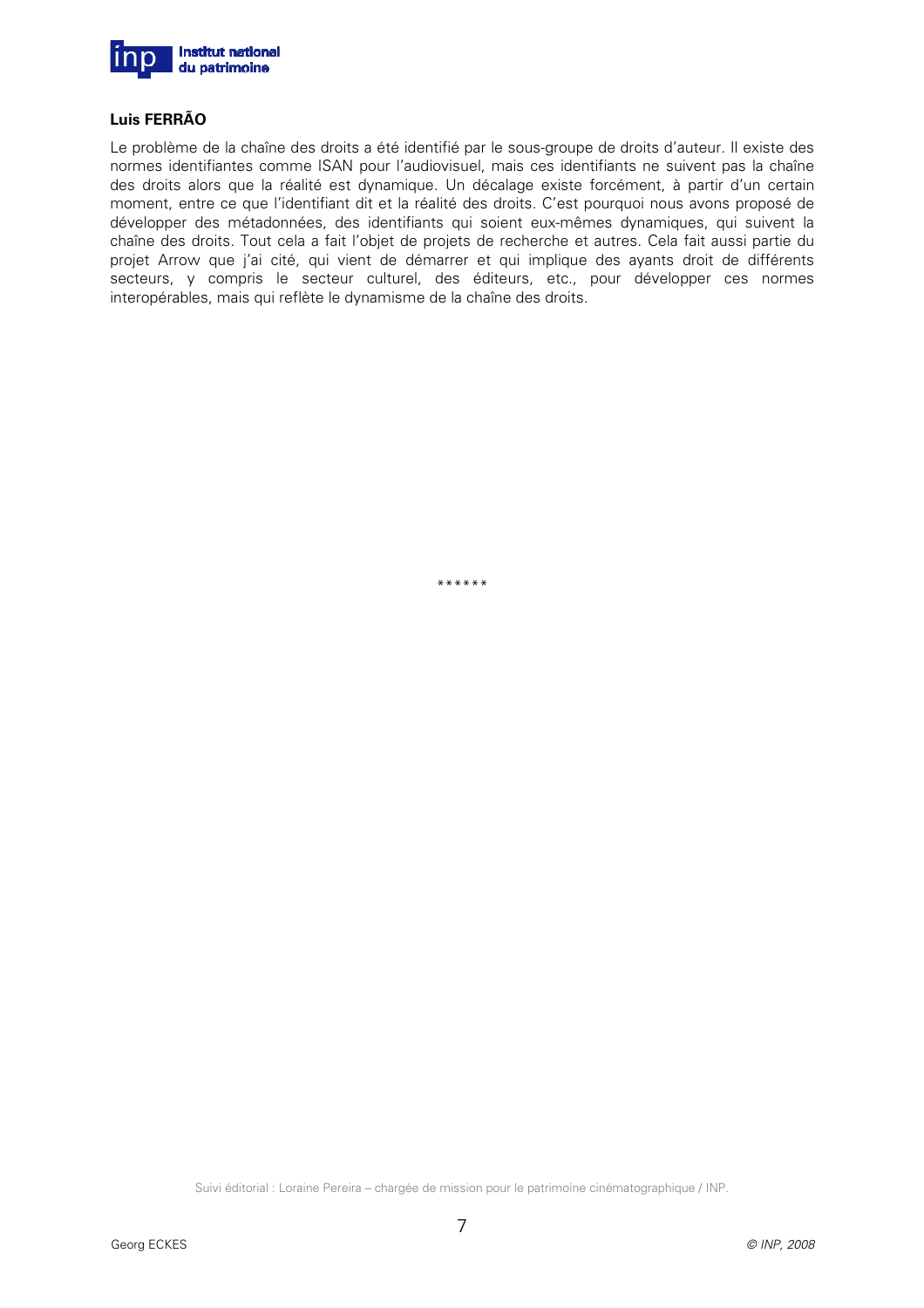**Luis FERRÃO**

Le problème de la chaîne des droits a été identifié par le sous-groupe de droits d'auteur. Il existe des normes identifiantes comme ISAN pour l'audiovisuel, mais ces identifiants ne suivent pas la chaîne des droits alors que la réalité est dynamique. Un décalage existe forcément, à partir d'un certain moment, entre ce que l'identifiant dit et la réalité des droits. C'est pourquoi nous avons proposé de développer des métadonnées, des identifiants qui soient eux-mêmes dynamiques, qui suivent la chaîne des droits. Tout cela a fait l'objet de projets de recherche et autres. Cela fait aussi partie du projet Arrow que j'ai cité, qui vient de démarrer et qui implique des ayants droit de différents secteurs, y compris le secteur culturel, des éditeurs, etc., pour développer ces normes interopérables, mais qui reflète le dynamisme de la chaîne des droits.

******

Suivi éditorial : Loraine Pereira – chargée de mission pour le patrimoine cinématographique / INP.